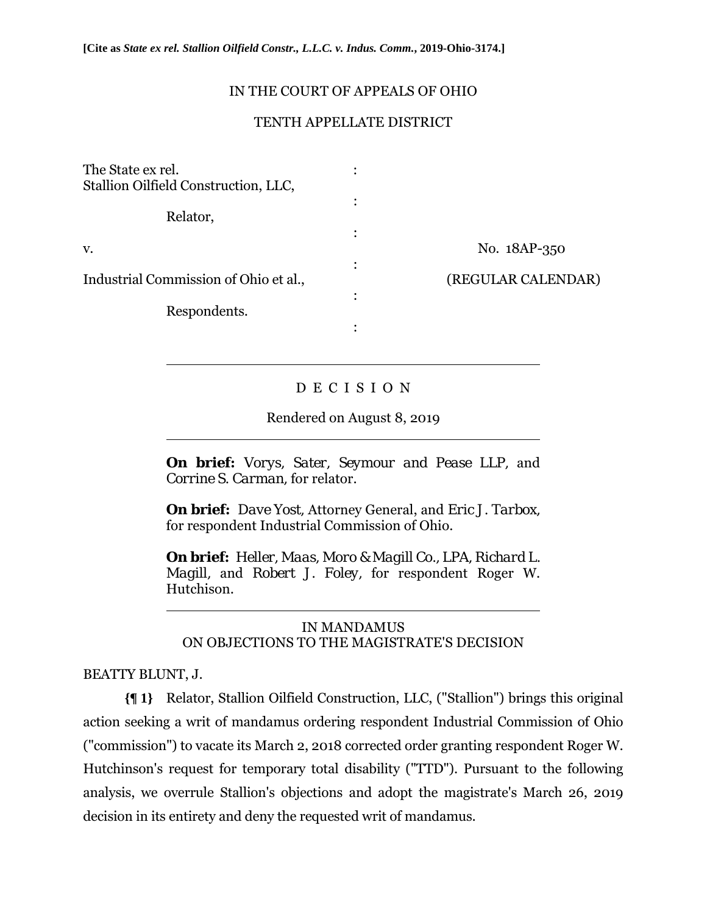**[Cite as *State ex rel. Stallion Oilfield Constr., L.L.C. v. Indus. Comm.*, 2019-Ohio-3174.]**

IN THE COURT OF APPEALS OF OHIO

TENTH APPELLATE DISTRICT

| | | |
|---|---|---|
| The State ex rel. Stallion Oilfield Construction, LLC, | : | |
| Relator, | : | |
| v. | : | No. 18AP-350 |
| Industrial Commission of Ohio et al., | : | (REGULAR CALENDAR) |
| Respondents. | : | |

---

D E C I S I O N

Rendered on August 8, 2019

---

**On brief:** *Vorys, Sater, Seymour and Pease LLP*, and *Corrine S. Carman*, for relator.

**On brief:** *Dave Yost*, Attorney General, and *Eric J. Tarbox*, for respondent Industrial Commission of Ohio.

**On brief:** *Heller, Maas, Moro & Magill Co., LPA, Richard L. Magill*, and *Robert J. Foley*, for respondent Roger W. Hutchison.

---

IN MANDAMUS
ON OBJECTIONS TO THE MAGISTRATE'S DECISION

BEATTY BLUNT, J.

**{¶ 1}** Relator, Stallion Oilfield Construction, LLC, ("Stallion") brings this original action seeking a writ of mandamus ordering respondent Industrial Commission of Ohio ("commission") to vacate its March 2, 2018 corrected order granting respondent Roger W. Hutchinson's request for temporary total disability ("TTD"). Pursuant to the following analysis, we overrule Stallion's objections and adopt the magistrate's March 26, 2019 decision in its entirety and deny the requested writ of mandamus.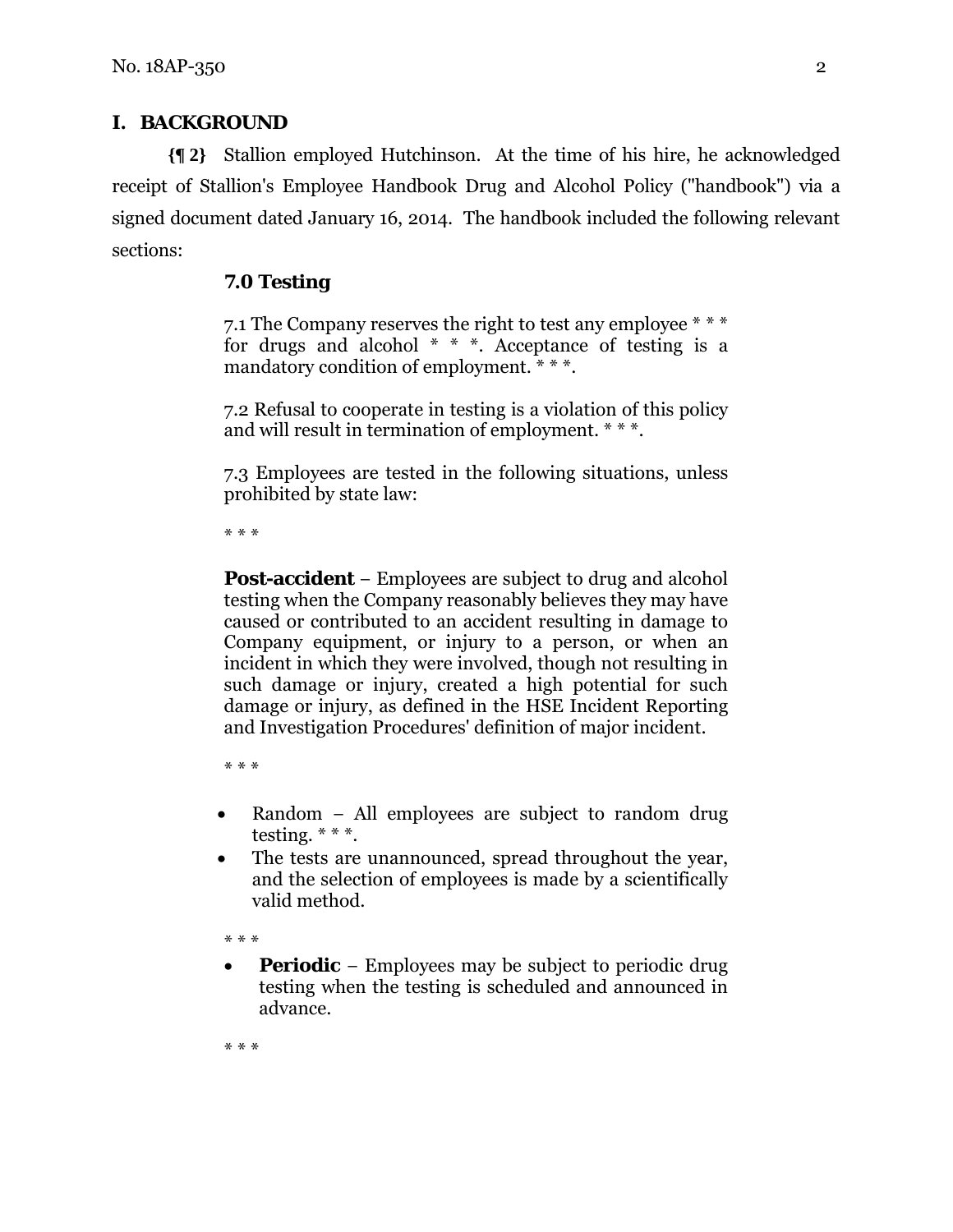## I. BACKGROUND

**{¶ 2}** Stallion employed Hutchinson. At the time of his hire, he acknowledged receipt of Stallion's Employee Handbook Drug and Alcohol Policy ("handbook") via a signed document dated January 16, 2014. The handbook included the following relevant sections:

> **7.0 Testing**
>
> 7.1 The Company reserves the right to test any employee * * * for drugs and alcohol * * *. Acceptance of testing is a mandatory condition of employment. * * *.
>
> 7.2 Refusal to cooperate in testing is a violation of this policy and will result in termination of employment. * * *.
>
> 7.3 Employees are tested in the following situations, unless prohibited by state law:
>
> * * *
>
> **Post-accident** – Employees are subject to drug and alcohol testing when the Company reasonably believes they may have caused or contributed to an accident resulting in damage to Company equipment, or injury to a person, or when an incident in which they were involved, though not resulting in such damage or injury, created a high potential for such damage or injury, as defined in the HSE Incident Reporting and Investigation Procedures' definition of major incident.
>
> * * *
>
> - Random – All employees are subject to random drug testing. * * *.
> - The tests are unannounced, spread throughout the year, and the selection of employees is made by a scientifically valid method.
>
> * * *
>
> - **Periodic** – Employees may be subject to periodic drug testing when the testing is scheduled and announced in advance.
>
> * * *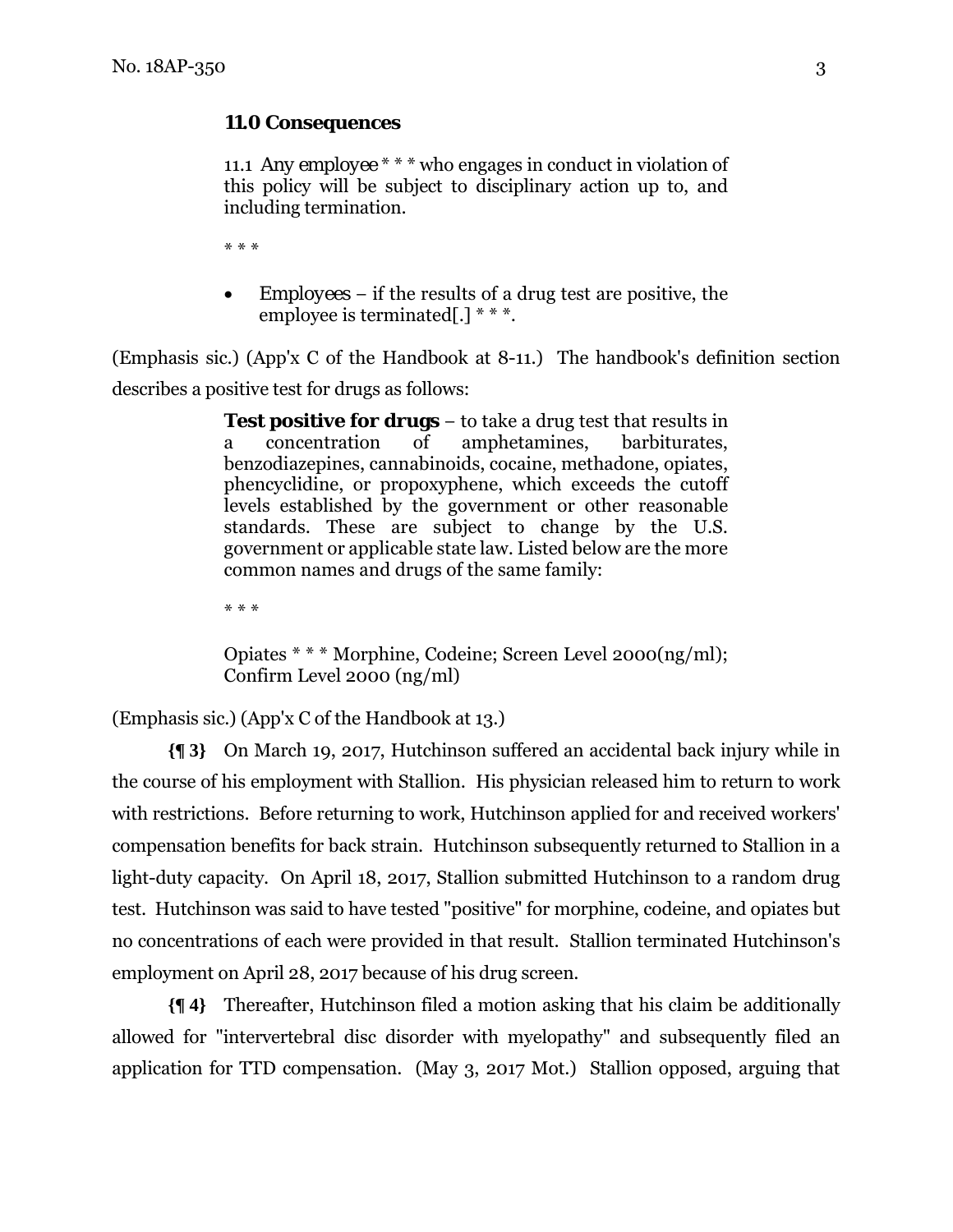> **11.0 Consequences**
>
> 11.1 *Any employee* * * * who engages in conduct in violation of this policy will be subject to disciplinary action up to, and including termination.
>
> * * *
>
> - *Employees* – if the results of a drug test are positive, the employee is terminated[.] * * *.

(Emphasis sic.) (App'x C of the Handbook at 8-11.) The handbook's definition section describes a positive test for drugs as follows:

> **Test positive for drugs** – to take a drug test that results in a concentration of amphetamines, barbiturates, benzodiazepines, cannabinoids, cocaine, methadone, opiates, phencyclidine, or propoxyphene, which exceeds the cutoff levels established by the government or other reasonable standards. These are subject to change by the U.S. government or applicable state law. Listed below are the more common names and drugs of the same family:
>
> * * *
>
> Opiates * * * Morphine, Codeine; Screen Level 2000(ng/ml); Confirm Level 2000 (ng/ml)

(Emphasis sic.) (App'x C of the Handbook at 13.)

**{¶ 3}** On March 19, 2017, Hutchinson suffered an accidental back injury while in the course of his employment with Stallion. His physician released him to return to work with restrictions. Before returning to work, Hutchinson applied for and received workers' compensation benefits for back strain. Hutchinson subsequently returned to Stallion in a light-duty capacity. On April 18, 2017, Stallion submitted Hutchinson to a random drug test. Hutchinson was said to have tested "positive" for morphine, codeine, and opiates but no concentrations of each were provided in that result. Stallion terminated Hutchinson's employment on April 28, 2017 because of his drug screen.

**{¶ 4}** Thereafter, Hutchinson filed a motion asking that his claim be additionally allowed for "intervertebral disc disorder with myelopathy" and subsequently filed an application for TTD compensation. (May 3, 2017 Mot.) Stallion opposed, arguing that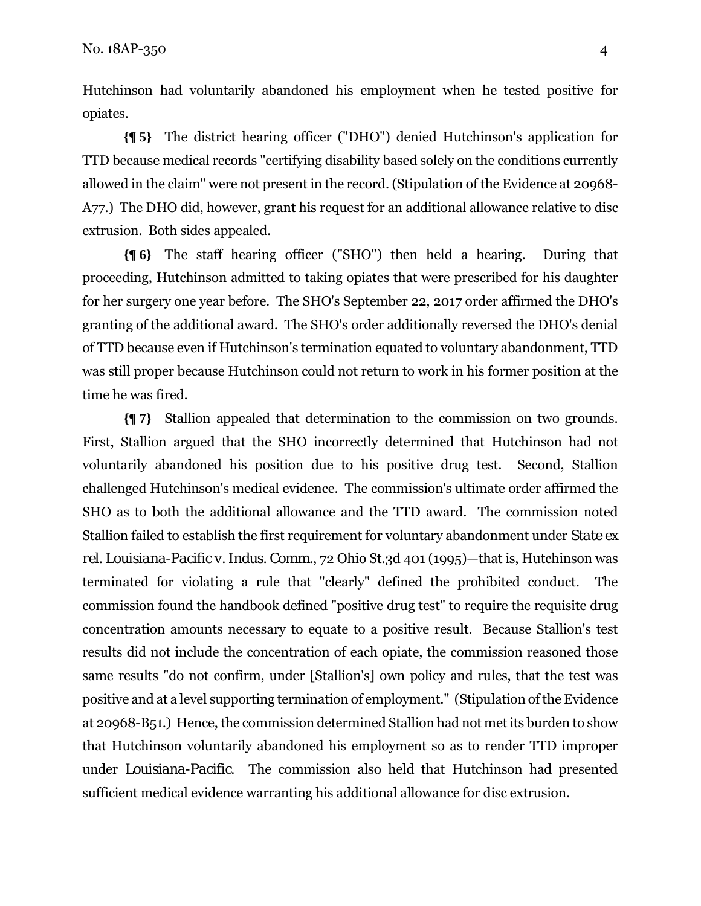Hutchinson had voluntarily abandoned his employment when he tested positive for opiates.

**{¶ 5}** The district hearing officer ("DHO") denied Hutchinson's application for TTD because medical records "certifying disability based solely on the conditions currently allowed in the claim" were not present in the record. (Stipulation of the Evidence at 20968-A77.) The DHO did, however, grant his request for an additional allowance relative to disc extrusion. Both sides appealed.

**{¶ 6}** The staff hearing officer ("SHO") then held a hearing. During that proceeding, Hutchinson admitted to taking opiates that were prescribed for his daughter for her surgery one year before. The SHO's September 22, 2017 order affirmed the DHO's granting of the additional award. The SHO's order additionally reversed the DHO's denial of TTD because even if Hutchinson's termination equated to voluntary abandonment, TTD was still proper because Hutchinson could not return to work in his former position at the time he was fired.

**{¶ 7}** Stallion appealed that determination to the commission on two grounds. First, Stallion argued that the SHO incorrectly determined that Hutchinson had not voluntarily abandoned his position due to his positive drug test. Second, Stallion challenged Hutchinson's medical evidence. The commission's ultimate order affirmed the SHO as to both the additional allowance and the TTD award. The commission noted Stallion failed to establish the first requirement for voluntary abandonment under *State ex rel. Louisiana-Pacific v. Indus. Comm.*, 72 Ohio St.3d 401 (1995)—that is, Hutchinson was terminated for violating a rule that "clearly" defined the prohibited conduct. The commission found the handbook defined "positive drug test" to require the requisite drug concentration amounts necessary to equate to a positive result. Because Stallion's test results did not include the concentration of each opiate, the commission reasoned those same results "do not confirm, under [Stallion's] own policy and rules, that the test was positive and at a level supporting termination of employment." (Stipulation of the Evidence at 20968-B51.) Hence, the commission determined Stallion had not met its burden to show that Hutchinson voluntarily abandoned his employment so as to render TTD improper under *Louisiana-Pacific*. The commission also held that Hutchinson had presented sufficient medical evidence warranting his additional allowance for disc extrusion.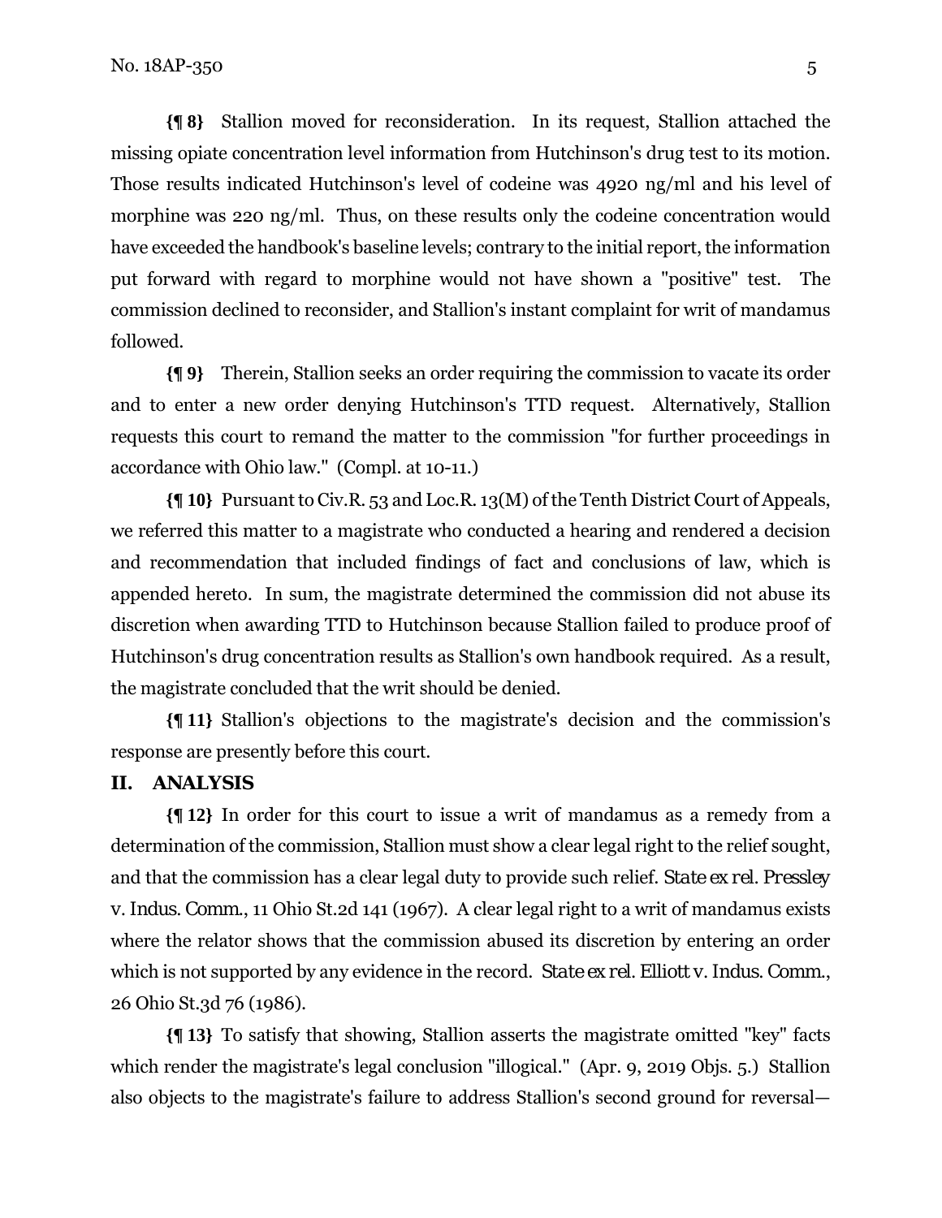**{¶ 8}** Stallion moved for reconsideration. In its request, Stallion attached the missing opiate concentration level information from Hutchinson's drug test to its motion. Those results indicated Hutchinson's level of codeine was 4920 ng/ml and his level of morphine was 220 ng/ml. Thus, on these results only the codeine concentration would have exceeded the handbook's baseline levels; contrary to the initial report, the information put forward with regard to morphine would not have shown a "positive" test. The commission declined to reconsider, and Stallion's instant complaint for writ of mandamus followed.

**{¶ 9}** Therein, Stallion seeks an order requiring the commission to vacate its order and to enter a new order denying Hutchinson's TTD request. Alternatively, Stallion requests this court to remand the matter to the commission "for further proceedings in accordance with Ohio law." (Compl. at 10-11.)

**{¶ 10}** Pursuant to Civ.R. 53 and Loc.R. 13(M) of the Tenth District Court of Appeals, we referred this matter to a magistrate who conducted a hearing and rendered a decision and recommendation that included findings of fact and conclusions of law, which is appended hereto. In sum, the magistrate determined the commission did not abuse its discretion when awarding TTD to Hutchinson because Stallion failed to produce proof of Hutchinson's drug concentration results as Stallion's own handbook required. As a result, the magistrate concluded that the writ should be denied.

**{¶ 11}** Stallion's objections to the magistrate's decision and the commission's response are presently before this court.

## II. ANALYSIS

**{¶ 12}** In order for this court to issue a writ of mandamus as a remedy from a determination of the commission, Stallion must show a clear legal right to the relief sought, and that the commission has a clear legal duty to provide such relief. *State ex rel. Pressley v. Indus. Comm.*, 11 Ohio St.2d 141 (1967). A clear legal right to a writ of mandamus exists where the relator shows that the commission abused its discretion by entering an order which is not supported by any evidence in the record. *State ex rel. Elliott v. Indus. Comm.*, 26 Ohio St.3d 76 (1986).

**{¶ 13}** To satisfy that showing, Stallion asserts the magistrate omitted "key" facts which render the magistrate's legal conclusion "illogical." (Apr. 9, 2019 Objs. 5.) Stallion also objects to the magistrate's failure to address Stallion's second ground for reversal—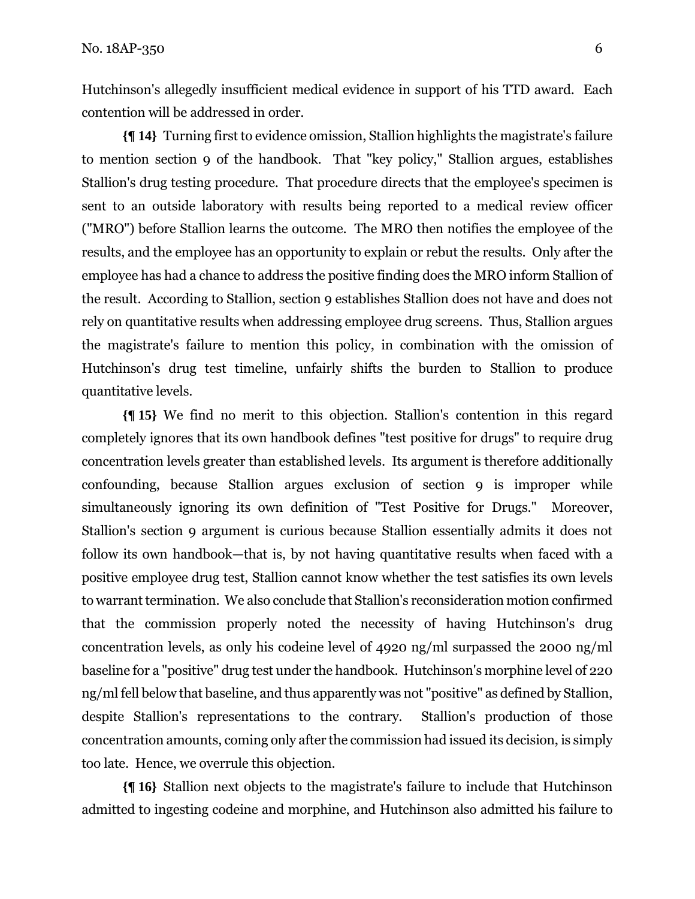Hutchinson's allegedly insufficient medical evidence in support of his TTD award. Each contention will be addressed in order.

**{¶ 14}** Turning first to evidence omission, Stallion highlights the magistrate's failure to mention section 9 of the handbook. That "key policy," Stallion argues, establishes Stallion's drug testing procedure. That procedure directs that the employee's specimen is sent to an outside laboratory with results being reported to a medical review officer ("MRO") before Stallion learns the outcome. The MRO then notifies the employee of the results, and the employee has an opportunity to explain or rebut the results. Only after the employee has had a chance to address the positive finding does the MRO inform Stallion of the result. According to Stallion, section 9 establishes Stallion does not have and does not rely on quantitative results when addressing employee drug screens. Thus, Stallion argues the magistrate's failure to mention this policy, in combination with the omission of Hutchinson's drug test timeline, unfairly shifts the burden to Stallion to produce quantitative levels.

**{¶ 15}** We find no merit to this objection. Stallion's contention in this regard completely ignores that its own handbook defines "test positive for drugs" to require drug concentration levels greater than established levels. Its argument is therefore additionally confounding, because Stallion argues exclusion of section 9 is improper while simultaneously ignoring its own definition of "Test Positive for Drugs." Moreover, Stallion's section 9 argument is curious because Stallion essentially admits it does not follow its own handbook—that is, by not having quantitative results when faced with a positive employee drug test, Stallion cannot know whether the test satisfies its own levels to warrant termination. We also conclude that Stallion's reconsideration motion confirmed that the commission properly noted the necessity of having Hutchinson's drug concentration levels, as only his codeine level of 4920 ng/ml surpassed the 2000 ng/ml baseline for a "positive" drug test under the handbook. Hutchinson's morphine level of 220 ng/ml fell below that baseline, and thus apparently was not "positive" as defined by Stallion, despite Stallion's representations to the contrary. Stallion's production of those concentration amounts, coming only after the commission had issued its decision, is simply too late. Hence, we overrule this objection.

**{¶ 16}** Stallion next objects to the magistrate's failure to include that Hutchinson admitted to ingesting codeine and morphine, and Hutchinson also admitted his failure to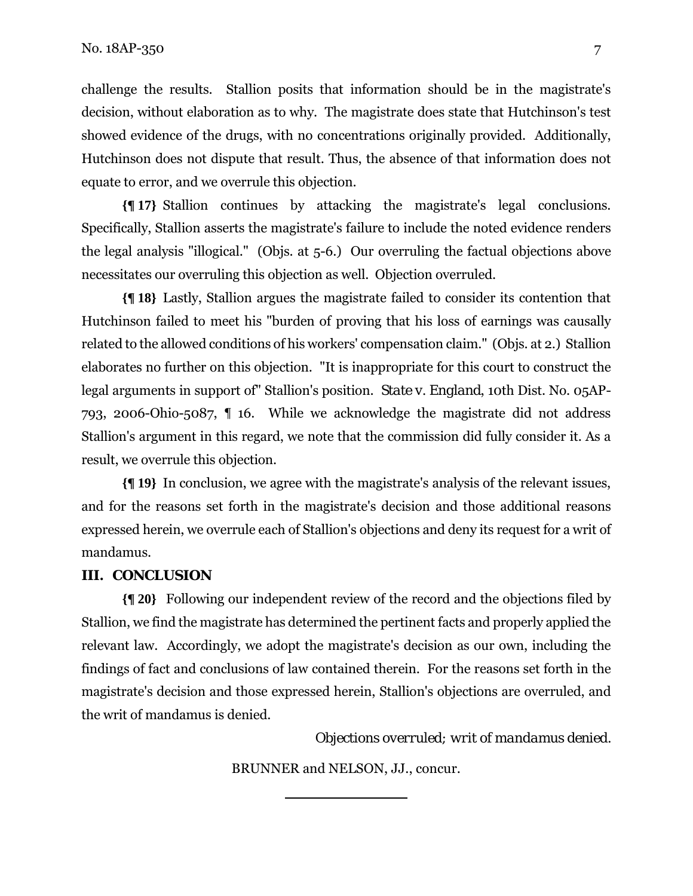challenge the results. Stallion posits that information should be in the magistrate's decision, without elaboration as to why. The magistrate does state that Hutchinson's test showed evidence of the drugs, with no concentrations originally provided. Additionally, Hutchinson does not dispute that result. Thus, the absence of that information does not equate to error, and we overrule this objection.

**{¶ 17}** Stallion continues by attacking the magistrate's legal conclusions. Specifically, Stallion asserts the magistrate's failure to include the noted evidence renders the legal analysis "illogical." (Objs. at 5-6.) Our overruling the factual objections above necessitates our overruling this objection as well. Objection overruled.

**{¶ 18}** Lastly, Stallion argues the magistrate failed to consider its contention that Hutchinson failed to meet his "burden of proving that his loss of earnings was causally related to the allowed conditions of his workers' compensation claim." (Objs. at 2.) Stallion elaborates no further on this objection. "It is inappropriate for this court to construct the legal arguments in support of" Stallion's position. *State v. England*, 10th Dist. No. 05AP-793, 2006-Ohio-5087, ¶ 16. While we acknowledge the magistrate did not address Stallion's argument in this regard, we note that the commission did fully consider it. As a result, we overrule this objection.

**{¶ 19}** In conclusion, we agree with the magistrate's analysis of the relevant issues, and for the reasons set forth in the magistrate's decision and those additional reasons expressed herein, we overrule each of Stallion's objections and deny its request for a writ of mandamus.

## III. CONCLUSION

**{¶ 20}** Following our independent review of the record and the objections filed by Stallion, we find the magistrate has determined the pertinent facts and properly applied the relevant law. Accordingly, we adopt the magistrate's decision as our own, including the findings of fact and conclusions of law contained therein. For the reasons set forth in the magistrate's decision and those expressed herein, Stallion's objections are overruled, and the writ of mandamus is denied.

*Objections overruled; writ of mandamus denied.*

BRUNNER and NELSON, JJ., concur.

---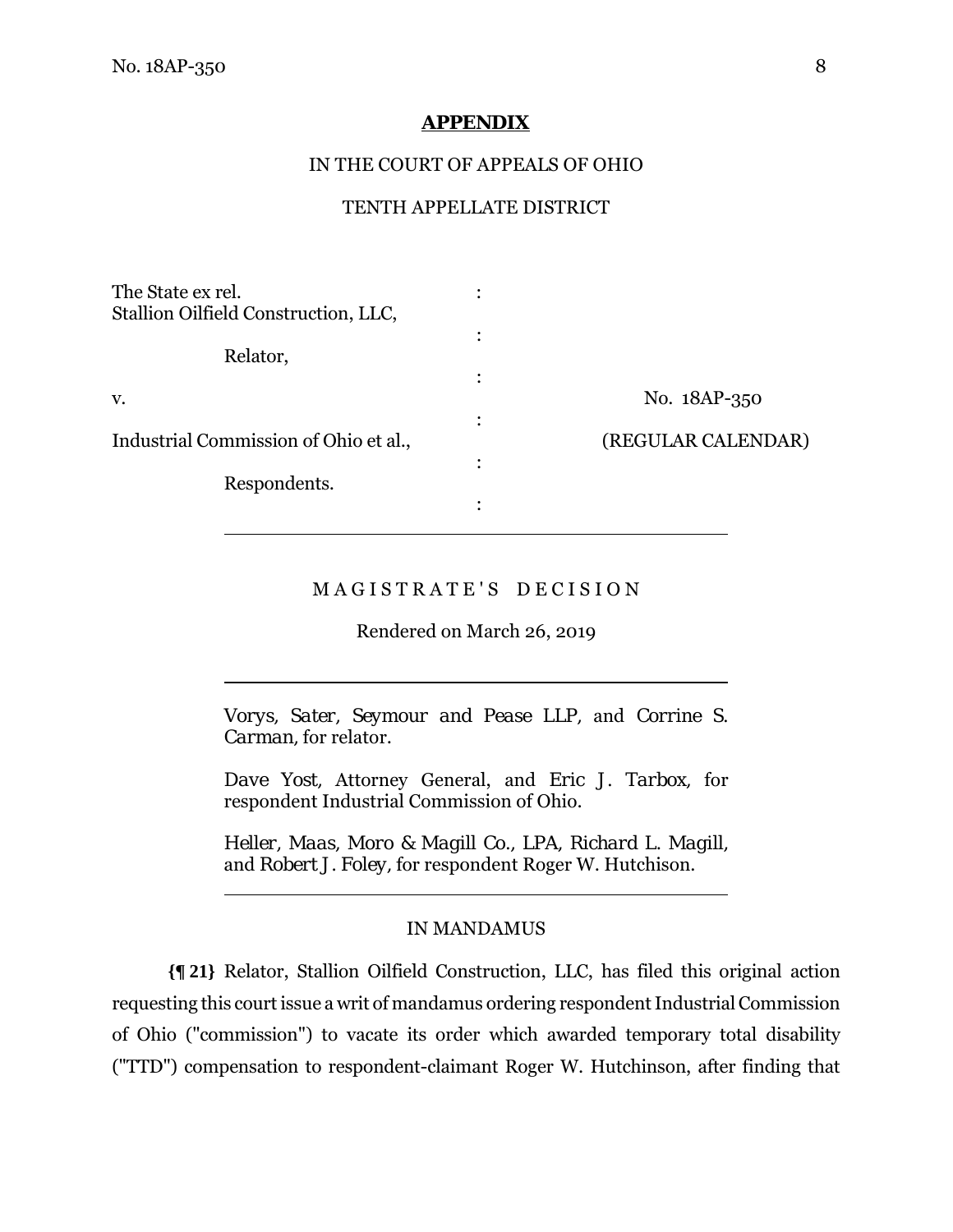## APPENDIX

IN THE COURT OF APPEALS OF OHIO

TENTH APPELLATE DISTRICT

| | | |
|---|---|---|
| The State ex rel. Stallion Oilfield Construction, LLC, | : | |
| Relator, | : | |
| v. | : | No. 18AP-350 |
| Industrial Commission of Ohio et al., | : | (REGULAR CALENDAR) |
| Respondents. | : | |

M A G I S T R A T E ' S D E C I S I O N

Rendered on March 26, 2019

*Vorys, Sater, Seymour and Pease LLP*, and *Corrine S. Carman*, for relator.

*Dave Yost*, Attorney General, and *Eric J. Tarbox*, for respondent Industrial Commission of Ohio.

*Heller, Maas, Moro & Magill Co., LPA*, *Richard L. Magill*, and *Robert J. Foley*, for respondent Roger W. Hutchison.

IN MANDAMUS

**{¶ 21}** Relator, Stallion Oilfield Construction, LLC, has filed this original action requesting this court issue a writ of mandamus ordering respondent Industrial Commission of Ohio ("commission") to vacate its order which awarded temporary total disability ("TTD") compensation to respondent-claimant Roger W. Hutchinson, after finding that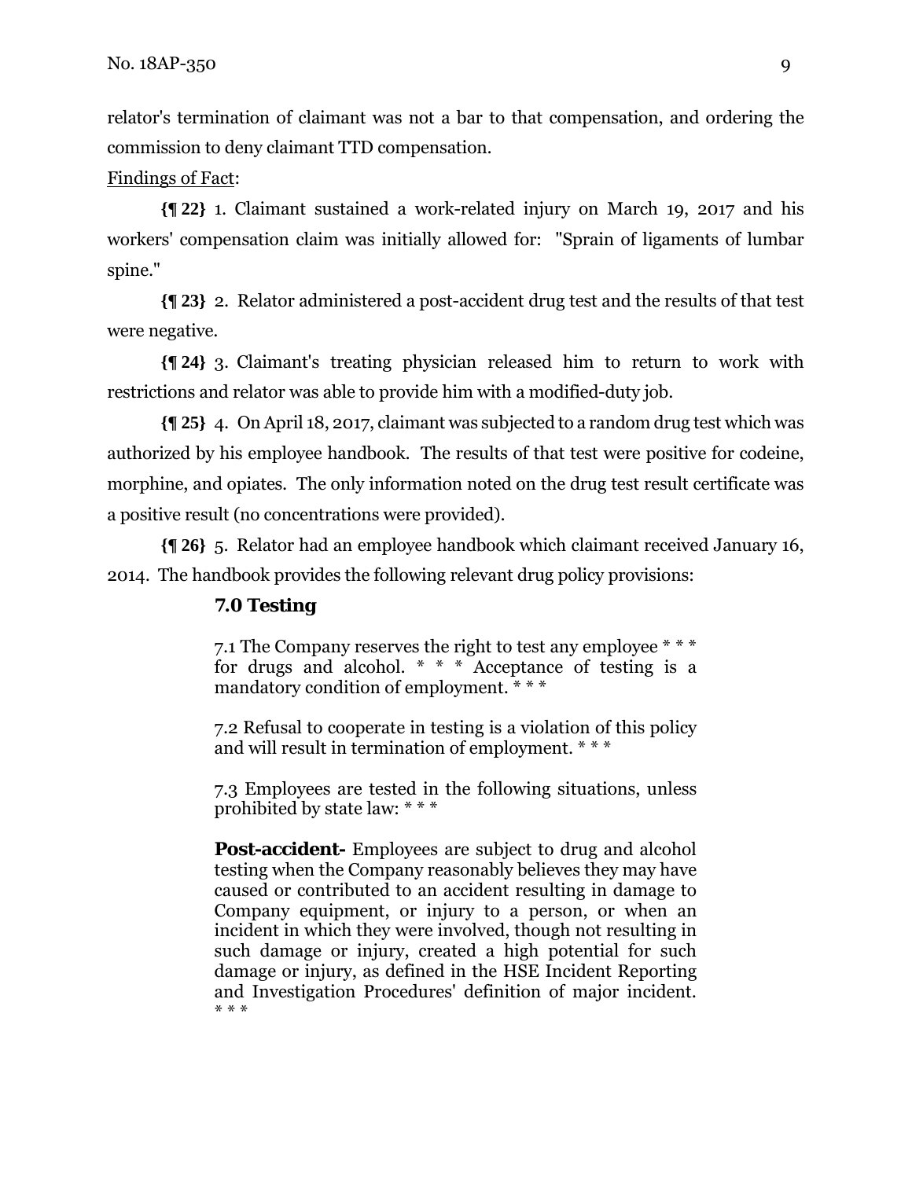relator's termination of claimant was not a bar to that compensation, and ordering the commission to deny claimant TTD compensation.

Findings of Fact:

**{¶ 22}** 1. Claimant sustained a work-related injury on March 19, 2017 and his workers' compensation claim was initially allowed for: "Sprain of ligaments of lumbar spine."

**{¶ 23}** 2. Relator administered a post-accident drug test and the results of that test were negative.

**{¶ 24}** 3. Claimant's treating physician released him to return to work with restrictions and relator was able to provide him with a modified-duty job.

**{¶ 25}** 4. On April 18, 2017, claimant was subjected to a random drug test which was authorized by his employee handbook. The results of that test were positive for codeine, morphine, and opiates. The only information noted on the drug test result certificate was a positive result (no concentrations were provided).

**{¶ 26}** 5. Relator had an employee handbook which claimant received January 16, 2014. The handbook provides the following relevant drug policy provisions:

> **7.0 Testing**
>
> 7.1 The Company reserves the right to test any employee * * * for drugs and alcohol. * * * Acceptance of testing is a mandatory condition of employment. * * *
>
> 7.2 Refusal to cooperate in testing is a violation of this policy and will result in termination of employment. * * *
>
> 7.3 Employees are tested in the following situations, unless prohibited by state law: * * *
>
> **Post-accident-** Employees are subject to drug and alcohol testing when the Company reasonably believes they may have caused or contributed to an accident resulting in damage to Company equipment, or injury to a person, or when an incident in which they were involved, though not resulting in such damage or injury, created a high potential for such damage or injury, as defined in the HSE Incident Reporting and Investigation Procedures' definition of major incident. * * *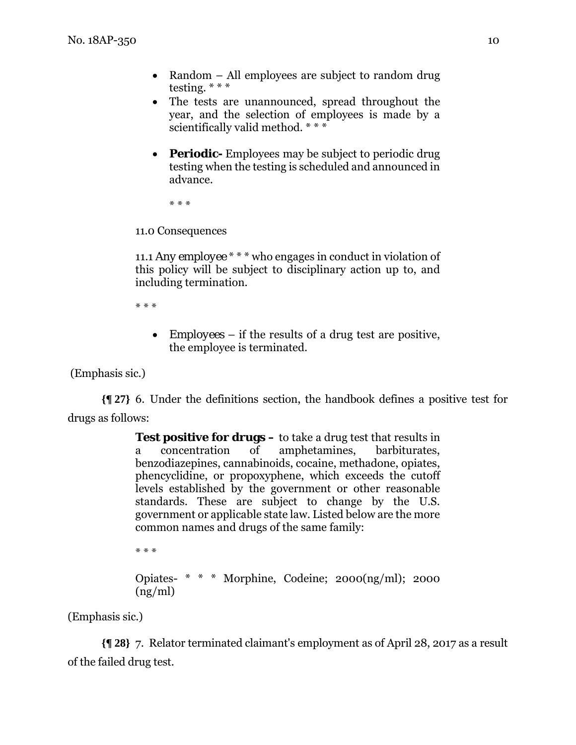- Random – All employees are subject to random drug testing. * * *
- The tests are unannounced, spread throughout the year, and the selection of employees is made by a scientifically valid method. * * *

- **Periodic-** Employees may be subject to periodic drug testing when the testing is scheduled and announced in advance.

  * * *

> 11.0 Consequences
>
> 11.1 *Any employee* * * * who engages in conduct in violation of this policy will be subject to disciplinary action up to, and including termination.
>
> * * *
>
> - *Employees* – if the results of a drug test are positive, the employee is terminated.

(Emphasis sic.)

**{¶ 27}** 6. Under the definitions section, the handbook defines a positive test for drugs as follows:

> **Test positive for drugs –** to take a drug test that results in a concentration of amphetamines, barbiturates, benzodiazepines, cannabinoids, cocaine, methadone, opiates, phencyclidine, or propoxyphene, which exceeds the cutoff levels established by the government or other reasonable standards. These are subject to change by the U.S. government or applicable state law. Listed below are the more common names and drugs of the same family:
>
> * * *
>
> Opiates- * * * Morphine, Codeine; 2000(ng/ml); 2000 (ng/ml)

(Emphasis sic.)

**{¶ 28}** 7. Relator terminated claimant's employment as of April 28, 2017 as a result of the failed drug test.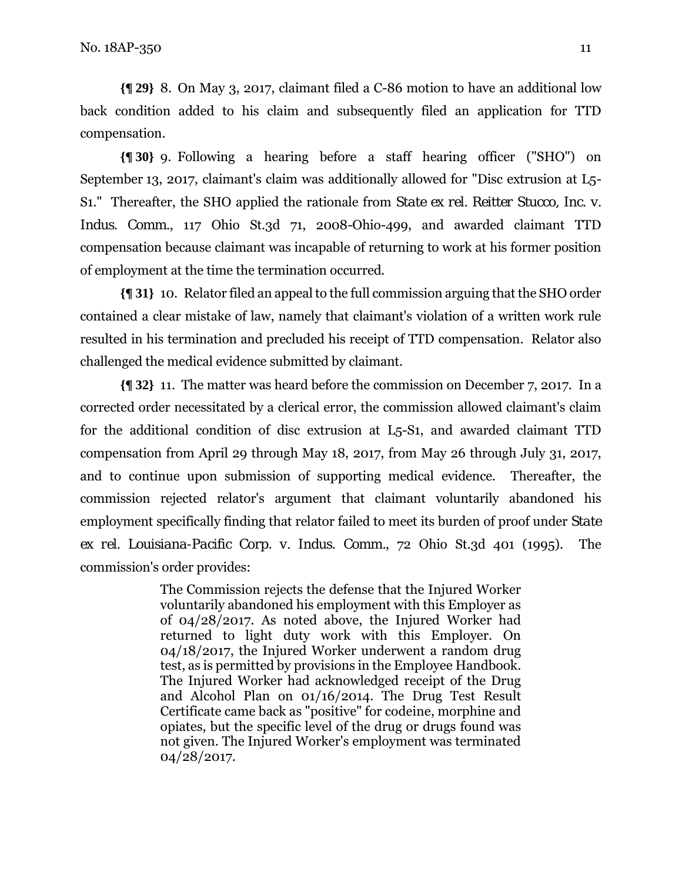**{¶ 29}** 8. On May 3, 2017, claimant filed a C-86 motion to have an additional low back condition added to his claim and subsequently filed an application for TTD compensation.

**{¶ 30}** 9. Following a hearing before a staff hearing officer ("SHO") on September 13, 2017, claimant's claim was additionally allowed for "Disc extrusion at L5-S1." Thereafter, the SHO applied the rationale from *State ex rel. Reitter Stucco, Inc. v. Indus. Comm.*, 117 Ohio St.3d 71, 2008-Ohio-499, and awarded claimant TTD compensation because claimant was incapable of returning to work at his former position of employment at the time the termination occurred.

**{¶ 31}** 10. Relator filed an appeal to the full commission arguing that the SHO order contained a clear mistake of law, namely that claimant's violation of a written work rule resulted in his termination and precluded his receipt of TTD compensation. Relator also challenged the medical evidence submitted by claimant.

**{¶ 32}** 11. The matter was heard before the commission on December 7, 2017. In a corrected order necessitated by a clerical error, the commission allowed claimant's claim for the additional condition of disc extrusion at L5-S1, and awarded claimant TTD compensation from April 29 through May 18, 2017, from May 26 through July 31, 2017, and to continue upon submission of supporting medical evidence. Thereafter, the commission rejected relator's argument that claimant voluntarily abandoned his employment specifically finding that relator failed to meet its burden of proof under *State ex rel. Louisiana-Pacific Corp. v. Indus. Comm.*, 72 Ohio St.3d 401 (1995). The commission's order provides:

> The Commission rejects the defense that the Injured Worker voluntarily abandoned his employment with this Employer as of 04/28/2017. As noted above, the Injured Worker had returned to light duty work with this Employer. On 04/18/2017, the Injured Worker underwent a random drug test, as is permitted by provisions in the Employee Handbook. The Injured Worker had acknowledged receipt of the Drug and Alcohol Plan on 01/16/2014. The Drug Test Result Certificate came back as "positive" for codeine, morphine and opiates, but the specific level of the drug or drugs found was not given. The Injured Worker's employment was terminated 04/28/2017.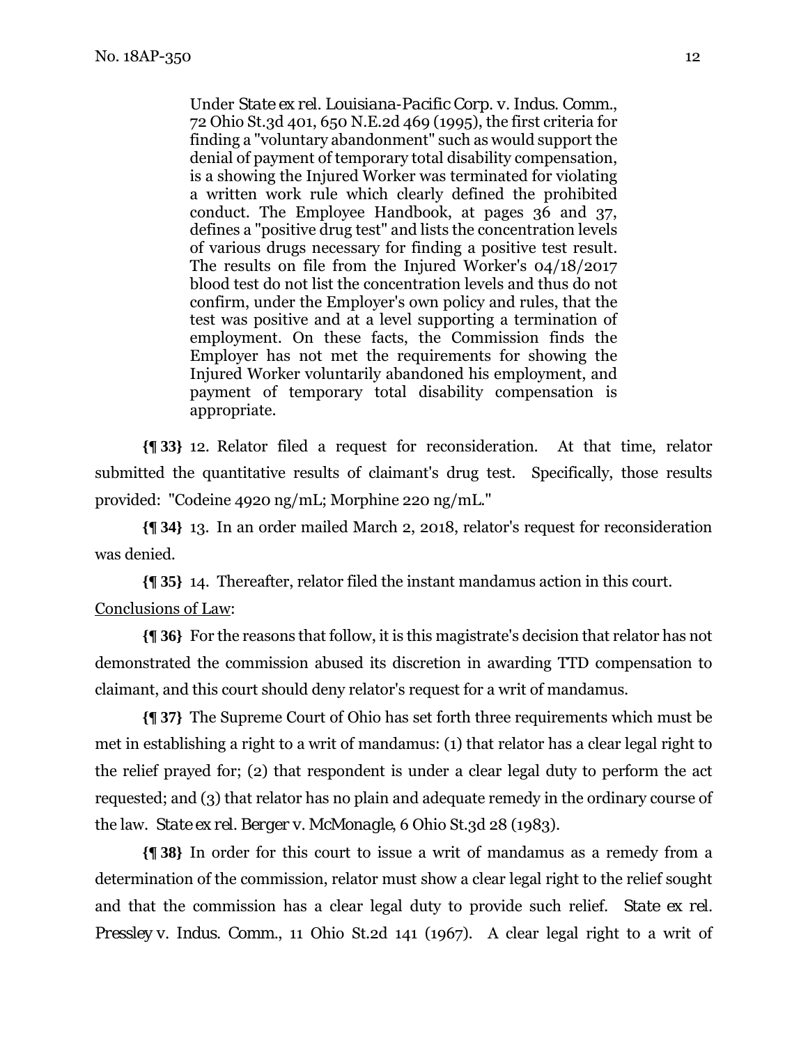> Under *State ex rel. Louisiana-Pacific Corp. v. Indus. Comm.*, 72 Ohio St.3d 401, 650 N.E.2d 469 (1995), the first criteria for finding a "voluntary abandonment" such as would support the denial of payment of temporary total disability compensation, is a showing the Injured Worker was terminated for violating a written work rule which clearly defined the prohibited conduct. The Employee Handbook, at pages 36 and 37, defines a "positive drug test" and lists the concentration levels of various drugs necessary for finding a positive test result. The results on file from the Injured Worker's 04/18/2017 blood test do not list the concentration levels and thus do not confirm, under the Employer's own policy and rules, that the test was positive and at a level supporting a termination of employment. On these facts, the Commission finds the Employer has not met the requirements for showing the Injured Worker voluntarily abandoned his employment, and payment of temporary total disability compensation is appropriate.

**{¶ 33}** 12. Relator filed a request for reconsideration. At that time, relator submitted the quantitative results of claimant's drug test. Specifically, those results provided: "Codeine 4920 ng/mL; Morphine 220 ng/mL."

**{¶ 34}** 13. In an order mailed March 2, 2018, relator's request for reconsideration was denied.

**{¶ 35}** 14. Thereafter, relator filed the instant mandamus action in this court.

<u>Conclusions of Law</u>:

**{¶ 36}** For the reasons that follow, it is this magistrate's decision that relator has not demonstrated the commission abused its discretion in awarding TTD compensation to claimant, and this court should deny relator's request for a writ of mandamus.

**{¶ 37}** The Supreme Court of Ohio has set forth three requirements which must be met in establishing a right to a writ of mandamus: (1) that relator has a clear legal right to the relief prayed for; (2) that respondent is under a clear legal duty to perform the act requested; and (3) that relator has no plain and adequate remedy in the ordinary course of the law. *State ex rel. Berger v. McMonagle*, 6 Ohio St.3d 28 (1983).

**{¶ 38}** In order for this court to issue a writ of mandamus as a remedy from a determination of the commission, relator must show a clear legal right to the relief sought and that the commission has a clear legal duty to provide such relief. *State ex rel. Pressley v. Indus. Comm.*, 11 Ohio St.2d 141 (1967). A clear legal right to a writ of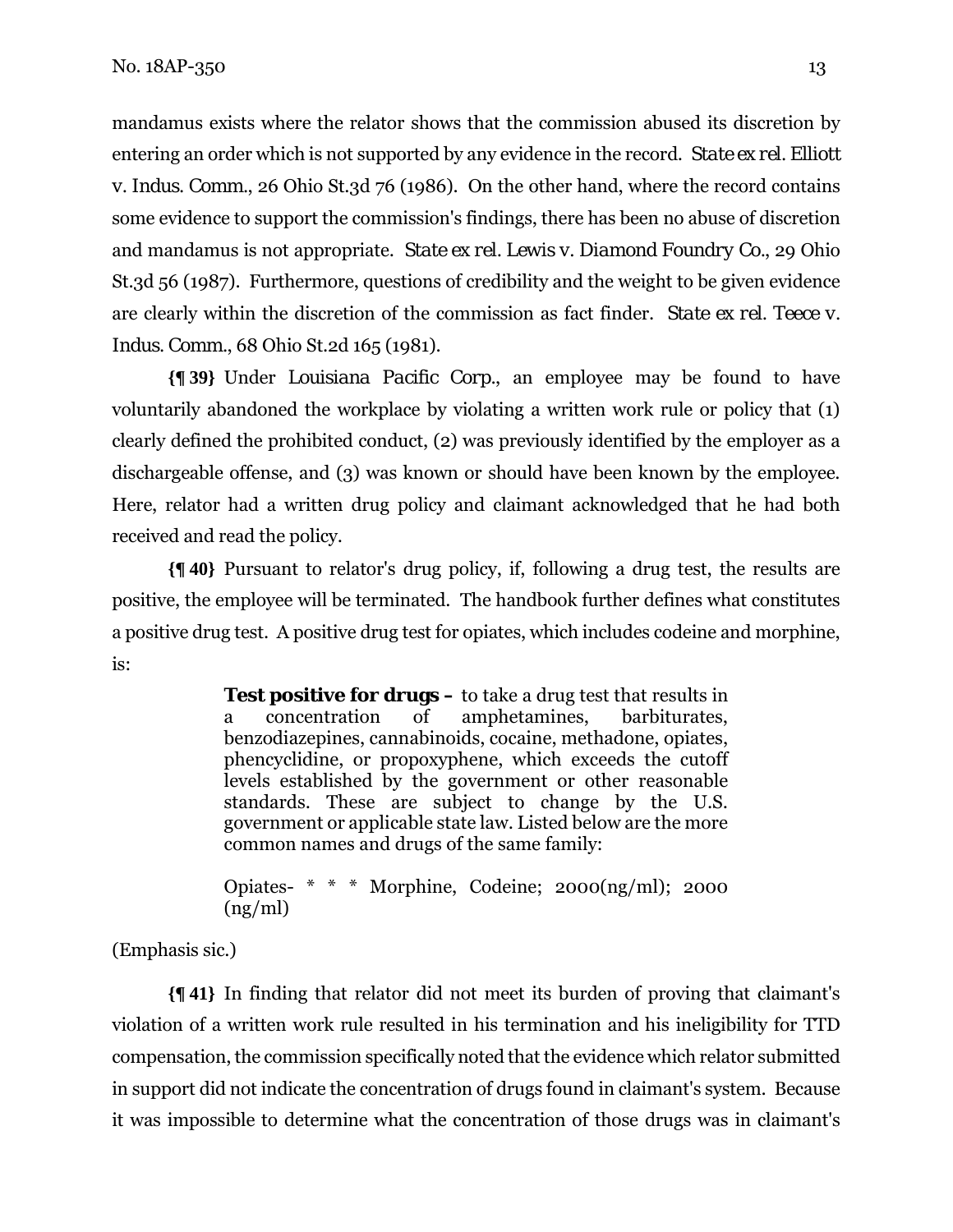mandamus exists where the relator shows that the commission abused its discretion by entering an order which is not supported by any evidence in the record. *State ex rel. Elliott v. Indus. Comm.*, 26 Ohio St.3d 76 (1986). On the other hand, where the record contains some evidence to support the commission's findings, there has been no abuse of discretion and mandamus is not appropriate. *State ex rel. Lewis v. Diamond Foundry Co.*, 29 Ohio St.3d 56 (1987). Furthermore, questions of credibility and the weight to be given evidence are clearly within the discretion of the commission as fact finder. *State ex rel. Teece v. Indus. Comm.*, 68 Ohio St.2d 165 (1981).

**{¶ 39}** Under *Louisiana Pacific Corp.*, an employee may be found to have voluntarily abandoned the workplace by violating a written work rule or policy that (1) clearly defined the prohibited conduct, (2) was previously identified by the employer as a dischargeable offense, and (3) was known or should have been known by the employee. Here, relator had a written drug policy and claimant acknowledged that he had both received and read the policy.

**{¶ 40}** Pursuant to relator's drug policy, if, following a drug test, the results are positive, the employee will be terminated. The handbook further defines what constitutes a positive drug test. A positive drug test for opiates, which includes codeine and morphine, is:

> **Test positive for drugs –** to take a drug test that results in a concentration of amphetamines, barbiturates, benzodiazepines, cannabinoids, cocaine, methadone, opiates, phencyclidine, or propoxyphene, which exceeds the cutoff levels established by the government or other reasonable standards. These are subject to change by the U.S. government or applicable state law. Listed below are the more common names and drugs of the same family:
>
> Opiates- * * * Morphine, Codeine; 2000(ng/ml); 2000 (ng/ml)

(Emphasis sic.)

**{¶ 41}** In finding that relator did not meet its burden of proving that claimant's violation of a written work rule resulted in his termination and his ineligibility for TTD compensation, the commission specifically noted that the evidence which relator submitted in support did not indicate the concentration of drugs found in claimant's system. Because it was impossible to determine what the concentration of those drugs was in claimant's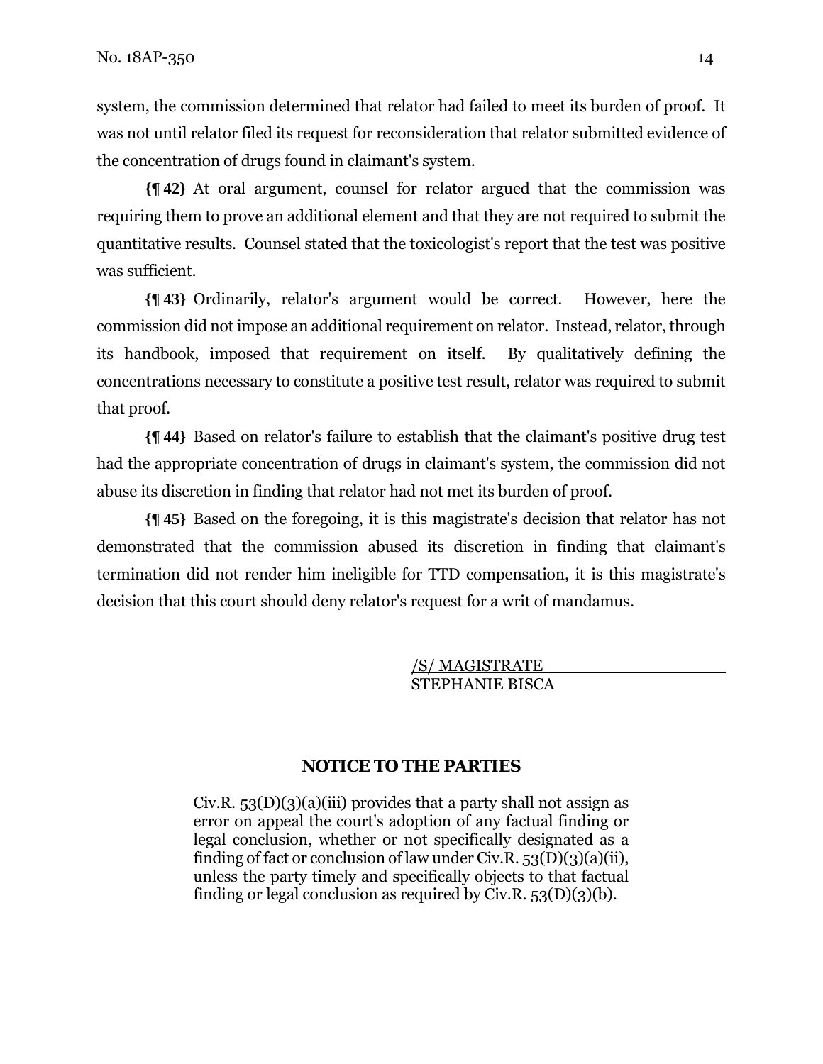system, the commission determined that relator had failed to meet its burden of proof. It was not until relator filed its request for reconsideration that relator submitted evidence of the concentration of drugs found in claimant's system.

**{¶ 42}** At oral argument, counsel for relator argued that the commission was requiring them to prove an additional element and that they are not required to submit the quantitative results. Counsel stated that the toxicologist's report that the test was positive was sufficient.

**{¶ 43}** Ordinarily, relator's argument would be correct. However, here the commission did not impose an additional requirement on relator. Instead, relator, through its handbook, imposed that requirement on itself. By qualitatively defining the concentrations necessary to constitute a positive test result, relator was required to submit that proof.

**{¶ 44}** Based on relator's failure to establish that the claimant's positive drug test had the appropriate concentration of drugs in claimant's system, the commission did not abuse its discretion in finding that relator had not met its burden of proof.

**{¶ 45}** Based on the foregoing, it is this magistrate's decision that relator has not demonstrated that the commission abused its discretion in finding that claimant's termination did not render him ineligible for TTD compensation, it is this magistrate's decision that this court should deny relator's request for a writ of mandamus.

/S/ MAGISTRATE
STEPHANIE BISCA

## NOTICE TO THE PARTIES

Civ.R. 53(D)(3)(a)(iii) provides that a party shall not assign as error on appeal the court's adoption of any factual finding or legal conclusion, whether or not specifically designated as a finding of fact or conclusion of law under Civ.R. 53(D)(3)(a)(ii), unless the party timely and specifically objects to that factual finding or legal conclusion as required by Civ.R. 53(D)(3)(b).